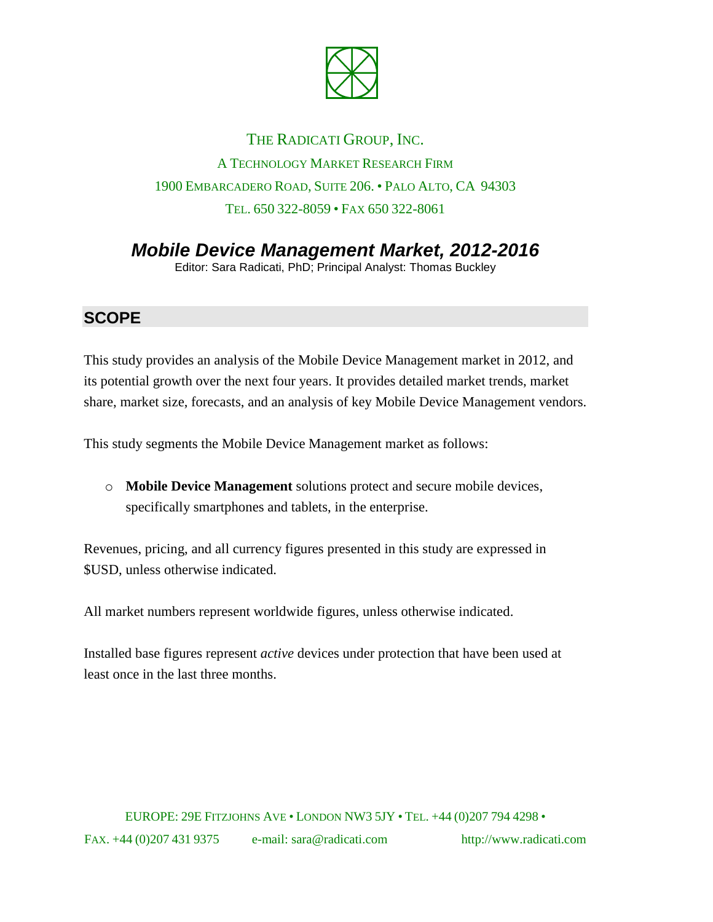THE RADICATI GROUP, INC.

A TECHNOLOGY MARKET RESEARCH FIRM

1900 EMBARCADERO ROAD, SUITE 206. • PALO ALTO, CA 94303

TEL. 650 322-8059 • FAX 650 322-8061

# *Mobile Device Management Market, 2012-2016*

Editor: Sara Radicati, PhD; Principal Analyst: Thomas Buckley

## SCOPE

This study provides an analysis of the Mobile Device Management market in 2012, and its potential growth over the next four years. It provides detailed market trends, market share, market size, forecasts, and an analysis of key Mobile Device Management vendors.

This study segments the Mobile Device Management market as follows:

- **Mobile Device Management** solutions protect and secure mobile devices, specifically smartphones and tablets, in the enterprise.

Revenues, pricing, and all currency figures presented in this study are expressed in $USD, unless otherwise indicated.

All market numbers represent worldwide figures, unless otherwise indicated.

Installed base figures represent *active* devices under protection that have been used at least once in the last three months.

EUROPE: 29E FITZJOHNS AVE • LONDON NW3 5JY • TEL. +44 (0)207 794 4298 • FAX. +44 (0)207 431 9375 e-mail: sara@radicati.com http://www.radicati.com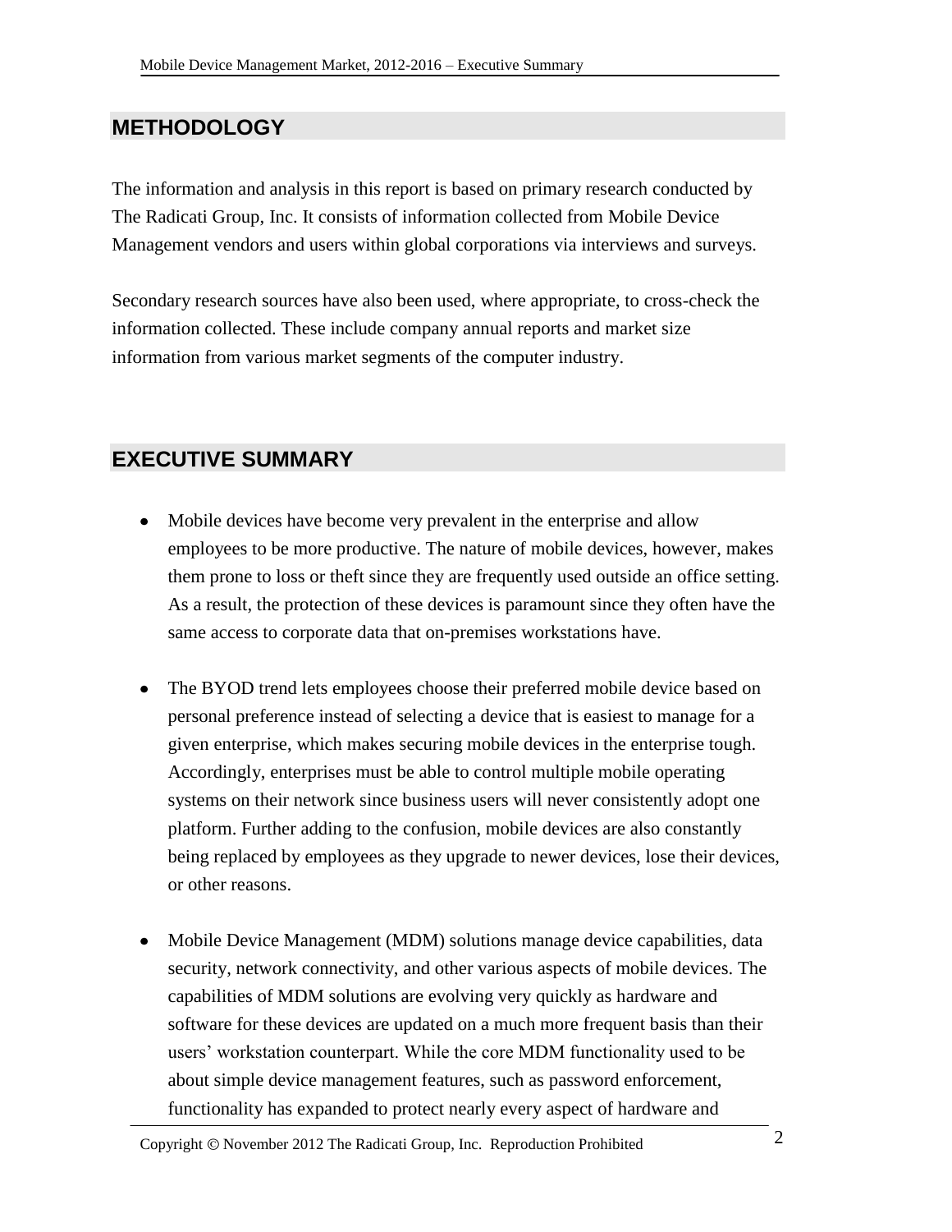## METHODOLOGY

The information and analysis in this report is based on primary research conducted by The Radicati Group, Inc. It consists of information collected from Mobile Device Management vendors and users within global corporations via interviews and surveys.

Secondary research sources have also been used, where appropriate, to cross-check the information collected. These include company annual reports and market size information from various market segments of the computer industry.

## EXECUTIVE SUMMARY

- Mobile devices have become very prevalent in the enterprise and allow employees to be more productive. The nature of mobile devices, however, makes them prone to loss or theft since they are frequently used outside an office setting. As a result, the protection of these devices is paramount since they often have the same access to corporate data that on-premises workstations have.

- The BYOD trend lets employees choose their preferred mobile device based on personal preference instead of selecting a device that is easiest to manage for a given enterprise, which makes securing mobile devices in the enterprise tough. Accordingly, enterprises must be able to control multiple mobile operating systems on their network since business users will never consistently adopt one platform. Further adding to the confusion, mobile devices are also constantly being replaced by employees as they upgrade to newer devices, lose their devices, or other reasons.

- Mobile Device Management (MDM) solutions manage device capabilities, data security, network connectivity, and other various aspects of mobile devices. The capabilities of MDM solutions are evolving very quickly as hardware and software for these devices are updated on a much more frequent basis than their users' workstation counterpart. While the core MDM functionality used to be about simple device management features, such as password enforcement, functionality has expanded to protect nearly every aspect of hardware and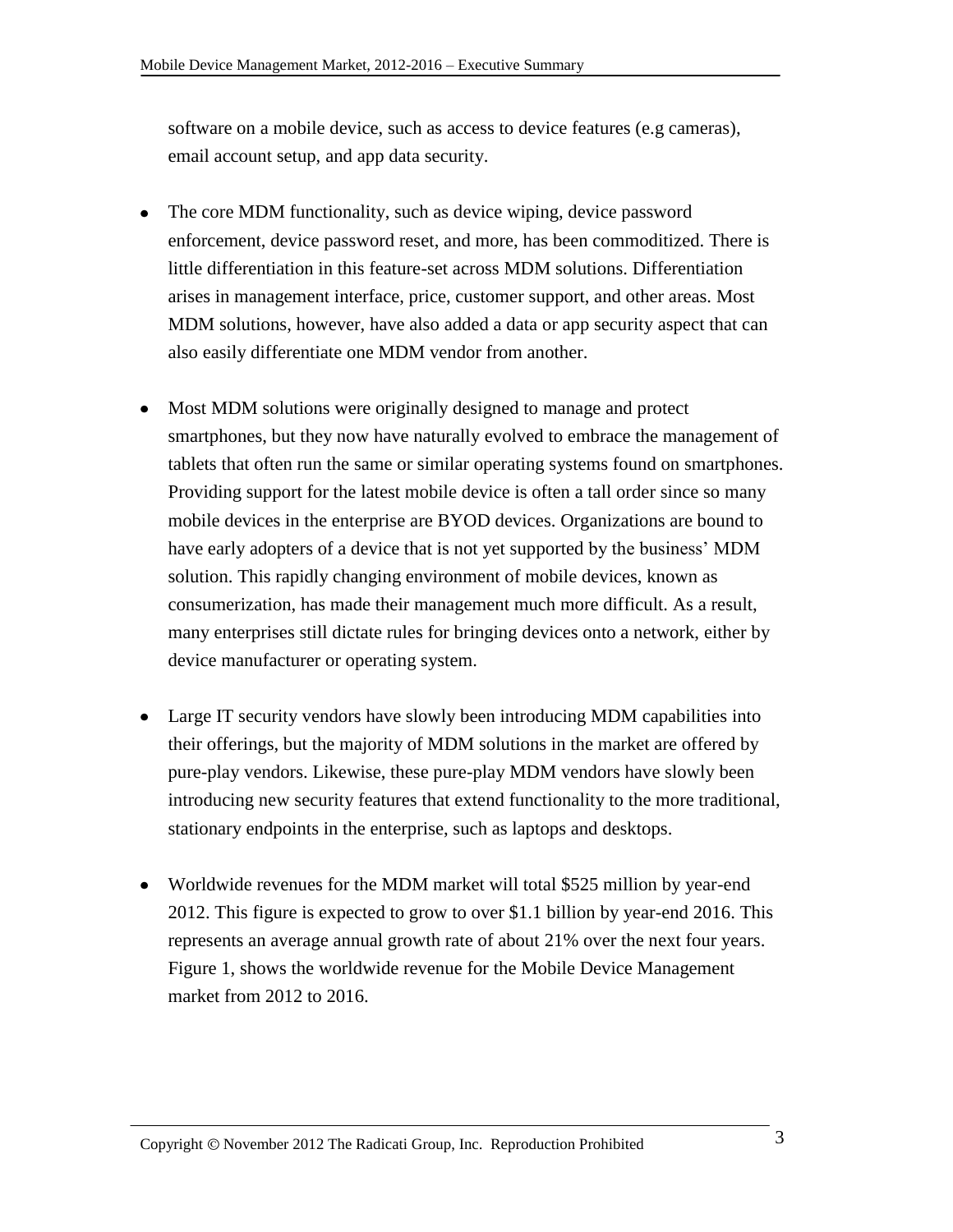software on a mobile device, such as access to device features (e.g cameras), email account setup, and app data security.

- The core MDM functionality, such as device wiping, device password enforcement, device password reset, and more, has been commoditized. There is little differentiation in this feature-set across MDM solutions. Differentiation arises in management interface, price, customer support, and other areas. Most MDM solutions, however, have also added a data or app security aspect that can also easily differentiate one MDM vendor from another.

- Most MDM solutions were originally designed to manage and protect smartphones, but they now have naturally evolved to embrace the management of tablets that often run the same or similar operating systems found on smartphones. Providing support for the latest mobile device is often a tall order since so many mobile devices in the enterprise are BYOD devices. Organizations are bound to have early adopters of a device that is not yet supported by the business' MDM solution. This rapidly changing environment of mobile devices, known as consumerization, has made their management much more difficult. As a result, many enterprises still dictate rules for bringing devices onto a network, either by device manufacturer or operating system.

- Large IT security vendors have slowly been introducing MDM capabilities into their offerings, but the majority of MDM solutions in the market are offered by pure-play vendors. Likewise, these pure-play MDM vendors have slowly been introducing new security features that extend functionality to the more traditional, stationary endpoints in the enterprise, such as laptops and desktops.

- Worldwide revenues for the MDM market will total $525 million by year-end 2012. This figure is expected to grow to over $1.1 billion by year-end 2016. This represents an average annual growth rate of about 21% over the next four years. Figure 1, shows the worldwide revenue for the Mobile Device Management market from 2012 to 2016.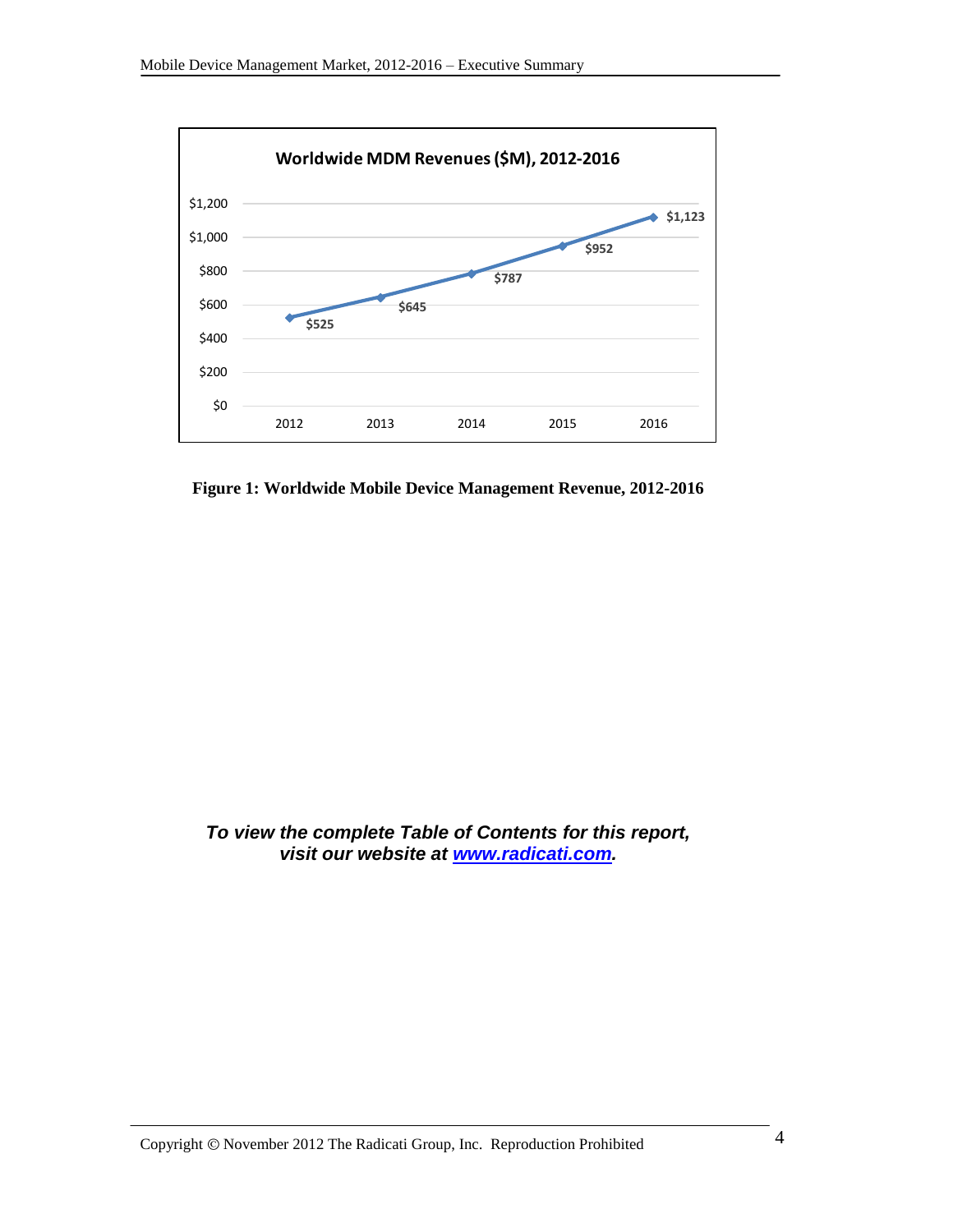Worldwide MDM Revenues ($M), 2012-2016

$1,200
$1,000
$800
$600
$400
$200
$0

2012
2013
2014
2015
2016

$525
$645
$787
$952
$1,123

**Figure 1: Worldwide Mobile Device Management Revenue, 2012-2016**

***To view the complete Table of Contents for this report, visit our website at [www.radicati.com](http://www.radicati.com).***